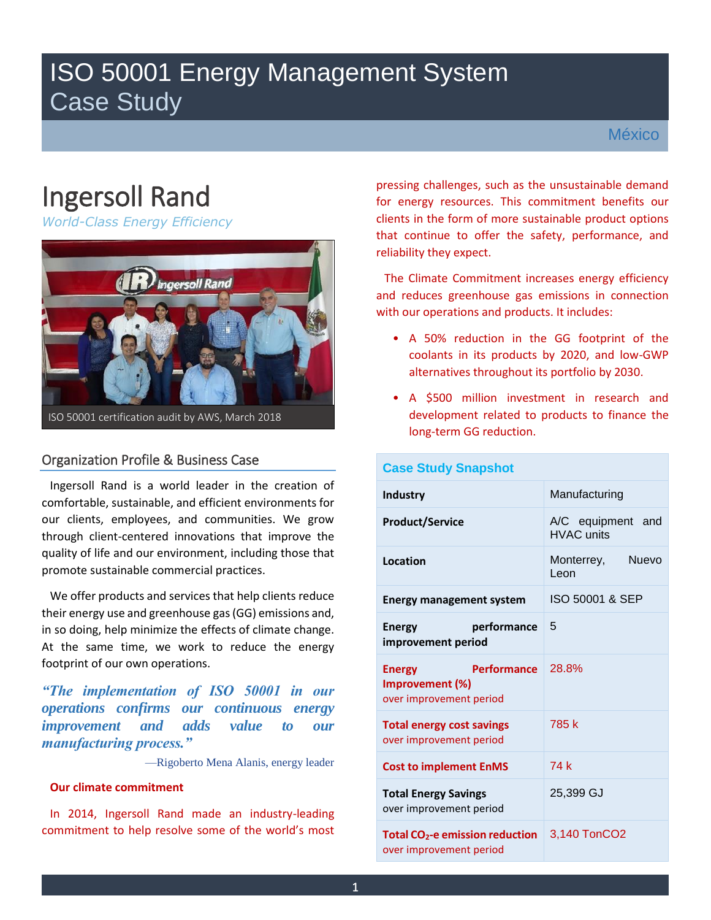# ISO 50001 Energy Management System
## Case Study

México

# Ingersoll Rand

*World-Class Energy Efficiency*

ISO 50001 certification audit by AWS, March 2018

## Organization Profile & Business Case

Ingersoll Rand is a world leader in the creation of comfortable, sustainable, and efficient environments for our clients, employees, and communities. We grow through client-centered innovations that improve the quality of life and our environment, including those that promote sustainable commercial practices.

We offer products and services that help clients reduce their energy use and greenhouse gas (GG) emissions and, in so doing, help minimize the effects of climate change. At the same time, we work to reduce the energy footprint of our own operations.

> ***"The implementation of ISO 50001 in our operations confirms our continuous energy improvement and adds value to our manufacturing process."***
>
> —Rigoberto Mena Alanis, energy leader

**Our climate commitment**

In 2014, Ingersoll Rand made an industry-leading commitment to help resolve some of the world's most pressing challenges, such as the unsustainable demand for energy resources. This commitment benefits our clients in the form of more sustainable product options that continue to offer the safety, performance, and reliability they expect.

The Climate Commitment increases energy efficiency and reduces greenhouse gas emissions in connection with our operations and products. It includes:

- A 50% reduction in the GG footprint of the coolants in its products by 2020, and low-GWP alternatives throughout its portfolio by 2030.
- A $500 million investment in research and development related to products to finance the long-term GG reduction.

| Case Study Snapshot | |
|---|---|
| **Industry** | Manufacturing |
| **Product/Service** | A/C equipment and HVAC units |
| **Location** | Monterrey, Nuevo Leon |
| **Energy management system** | ISO 50001 & SEP |
| **Energy performance improvement period** | 5 |
| **Energy Performance Improvement (%)** over improvement period | 28.8% |
| **Total energy cost savings** over improvement period | 785 k |
| **Cost to implement EnMS** | 74 k |
| **Total Energy Savings** over improvement period | 25,399 GJ |
| **Total $CO_2$-e emission reduction** over improvement period | 3,140 TonCO2 |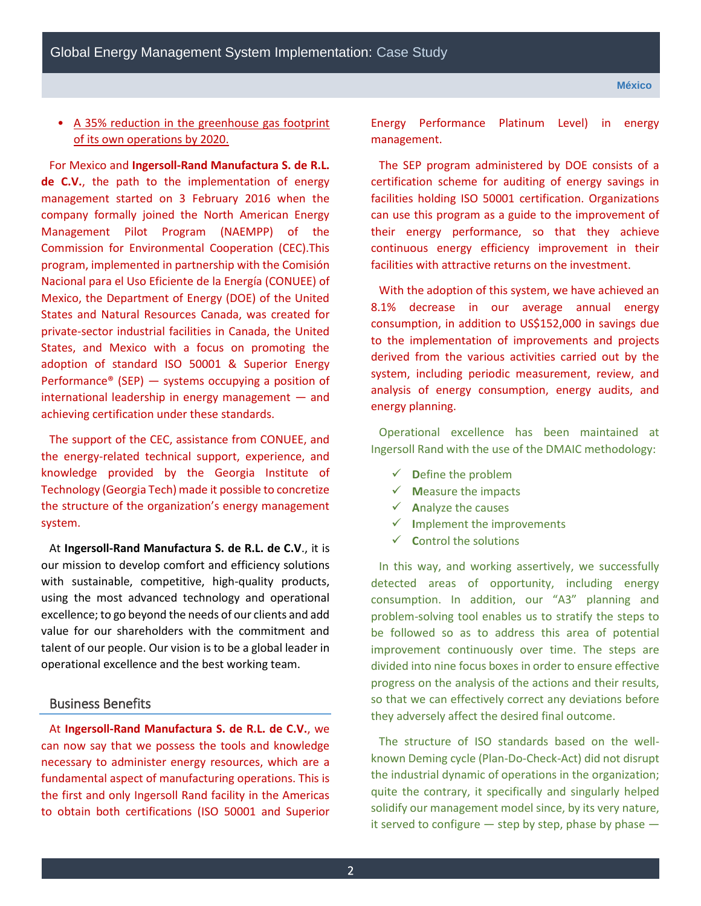- A 35% reduction in the greenhouse gas footprint of its own operations by 2020.

For Mexico and **Ingersoll-Rand Manufactura S. de R.L. de C.V.**, the path to the implementation of energy management started on 3 February 2016 when the company formally joined the North American Energy Management Pilot Program (NAEMPP) of the Commission for Environmental Cooperation (CEC).This program, implemented in partnership with the Comisión Nacional para el Uso Eficiente de la Energía (CONUEE) of Mexico, the Department of Energy (DOE) of the United States and Natural Resources Canada, was created for private-sector industrial facilities in Canada, the United States, and Mexico with a focus on promoting the adoption of standard ISO 50001 & Superior Energy Performance® (SEP) — systems occupying a position of international leadership in energy management — and achieving certification under these standards.

The support of the CEC, assistance from CONUEE, and the energy-related technical support, experience, and knowledge provided by the Georgia Institute of Technology (Georgia Tech) made it possible to concretize the structure of the organization's energy management system.

At **Ingersoll-Rand Manufactura S. de R.L. de C.V**., it is our mission to develop comfort and efficiency solutions with sustainable, competitive, high-quality products, using the most advanced technology and operational excellence; to go beyond the needs of our clients and add value for our shareholders with the commitment and talent of our people. Our vision is to be a global leader in operational excellence and the best working team.

## Business Benefits

At **Ingersoll-Rand Manufactura S. de R.L. de C.V.**, we can now say that we possess the tools and knowledge necessary to administer energy resources, which are a fundamental aspect of manufacturing operations. This is the first and only Ingersoll Rand facility in the Americas to obtain both certifications (ISO 50001 and Superior Energy Performance Platinum Level) in energy management.

The SEP program administered by DOE consists of a certification scheme for auditing of energy savings in facilities holding ISO 50001 certification. Organizations can use this program as a guide to the improvement of their energy performance, so that they achieve continuous energy efficiency improvement in their facilities with attractive returns on the investment.

With the adoption of this system, we have achieved an 8.1% decrease in our average annual energy consumption, in addition to US$152,000 in savings due to the implementation of improvements and projects derived from the various activities carried out by the system, including periodic measurement, review, and analysis of energy consumption, energy audits, and energy planning.

Operational excellence has been maintained at Ingersoll Rand with the use of the DMAIC methodology:

- ✓ **D**efine the problem
- ✓ **M**easure the impacts
- ✓ **A**nalyze the causes
- ✓ **I**mplement the improvements
- ✓ **C**ontrol the solutions

In this way, and working assertively, we successfully detected areas of opportunity, including energy consumption. In addition, our "A3" planning and problem-solving tool enables us to stratify the steps to be followed so as to address this area of potential improvement continuously over time. The steps are divided into nine focus boxes in order to ensure effective progress on the analysis of the actions and their results, so that we can effectively correct any deviations before they adversely affect the desired final outcome.

The structure of ISO standards based on the well-known Deming cycle (Plan-Do-Check-Act) did not disrupt the industrial dynamic of operations in the organization; quite the contrary, it specifically and singularly helped solidify our management model since, by its very nature, it served to configure — step by step, phase by phase —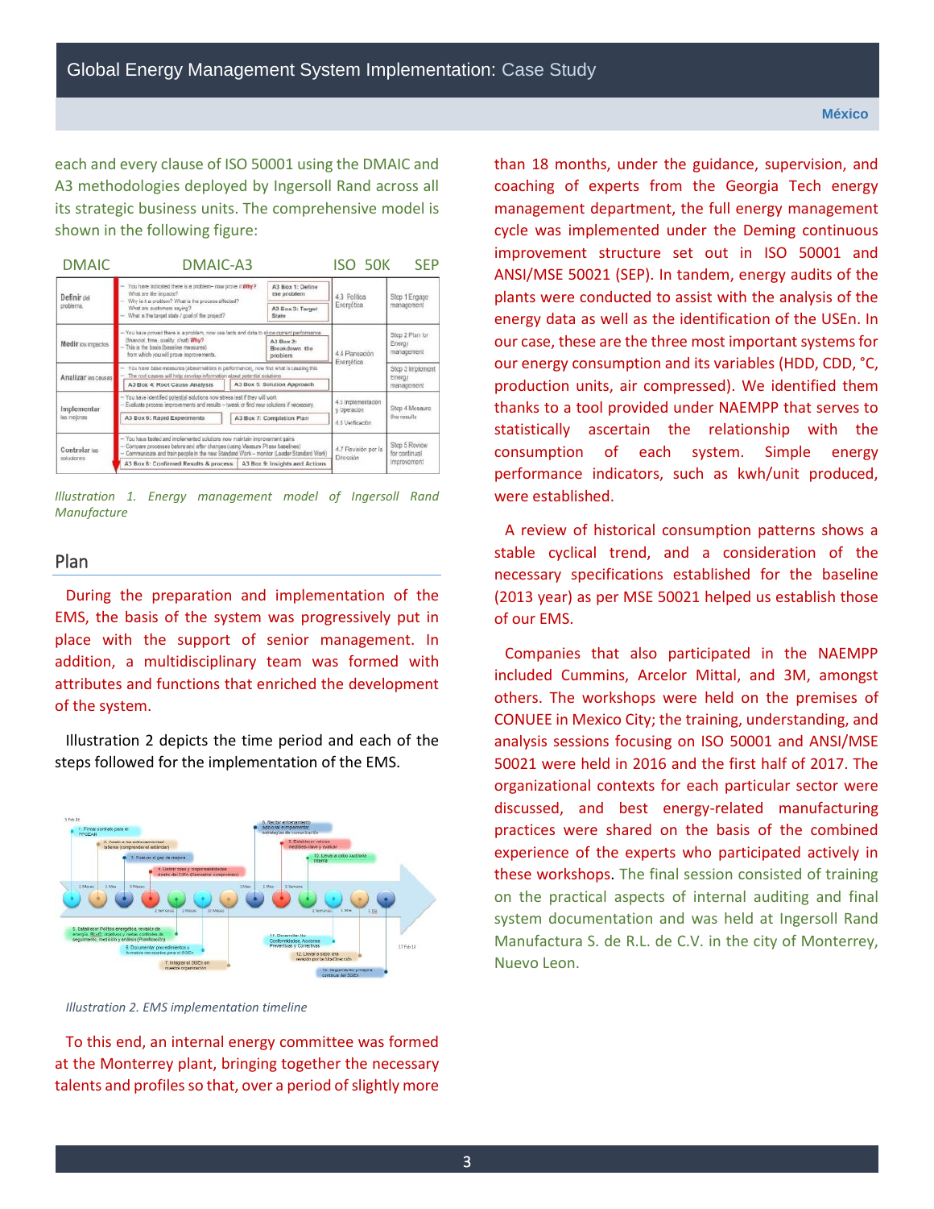each and every clause of ISO 50001 using the DMAIC and A3 methodologies deployed by Ingersoll Rand across all its strategic business units. The comprehensive model is shown in the following figure:

| DMAIC | DMAIC-A3 | | ISO 50K | SEP |
|---|---|---|---|---|
| Definir del problema | – You have indicated there is a problem– now prove it Why? What are the impacts? – Why is it a problem? What is the process affected? What are customers saying? – What is the target state / goal of the project? | A3 Box 1: Define the problem; A3 Box 3: Target State | 4.3 Política Energética | Step 1 Engage management |
| Medir los impactos | – You have proved there is a problem, now use facts and data to show current performance (financial, time, quality, cost) Why? – This is the basis (baseline measures) from which you will prove improvements. | A3 Box 2: Breakdown the problem | 4.4 Planeación Energética | Step 2 Plan for Energy management |
| Analizar las causas | – You have base measures (abnormalities in performance), now find what is causing this – The root causes will help develop information about potential solutions | A3 Box 4: Root Cause Analysis; A3 Box 5: Solution Approach | | Step 3 Implement Energy management |
| Implementar las mejoras | – You have identified potential solutions now stress test if they will work – Evaluate process improvements and results – tweak or find new solutions if necessary | A3 Box 6: Rapid Experiments; A3 Box 7: Completion Plan | 4.5 Implementación y Operación; 4.6 Verificación | Step 4 Measure the results |
| Controlar las soluciones | – You have tested and implemented solutions now maintain improvement gains – Compare processes before and after changes (using Measure Phase baselines) – Communicate and train people in the new Standard Work – monitor (Leader Standard Work) | A3 Box 8: Confirmed Results & process; A3 Box 9: Insights and Actions | 4.7 Revisión por la Dirección | Step 5 Review for continual improvement |

*Illustration 1. Energy management model of Ingersoll Rand Manufacture*

## Plan

During the preparation and implementation of the EMS, the basis of the system was progressively put in place with the support of senior management. In addition, a multidisciplinary team was formed with attributes and functions that enriched the development of the system.

Illustration 2 depicts the time period and each of the steps followed for the implementation of the EMS.

*Illustration 2. EMS implementation timeline*

To this end, an internal energy committee was formed at the Monterrey plant, bringing together the necessary talents and profiles so that, over a period of slightly more than 18 months, under the guidance, supervision, and coaching of experts from the Georgia Tech energy management department, the full energy management cycle was implemented under the Deming continuous improvement structure set out in ISO 50001 and ANSI/MSE 50021 (SEP). In tandem, energy audits of the plants were conducted to assist with the analysis of the energy data as well as the identification of the USEn. In our case, these are the three most important systems for our energy consumption and its variables (HDD, CDD, °C, production units, air compressed). We identified them thanks to a tool provided under NAEMPP that serves to statistically ascertain the relationship with the consumption of each system. Simple energy performance indicators, such as kwh/unit produced, were established.

A review of historical consumption patterns shows a stable cyclical trend, and a consideration of the necessary specifications established for the baseline (2013 year) as per MSE 50021 helped us establish those of our EMS.

Companies that also participated in the NAEMPP included Cummins, Arcelor Mittal, and 3M, amongst others. The workshops were held on the premises of CONUEE in Mexico City; the training, understanding, and analysis sessions focusing on ISO 50001 and ANSI/MSE 50021 were held in 2016 and the first half of 2017. The organizational contexts for each particular sector were discussed, and best energy-related manufacturing practices were shared on the basis of the combined experience of the experts who participated actively in these workshops. The final session consisted of training on the practical aspects of internal auditing and final system documentation and was held at Ingersoll Rand Manufactura S. de R.L. de C.V. in the city of Monterrey, Nuevo Leon.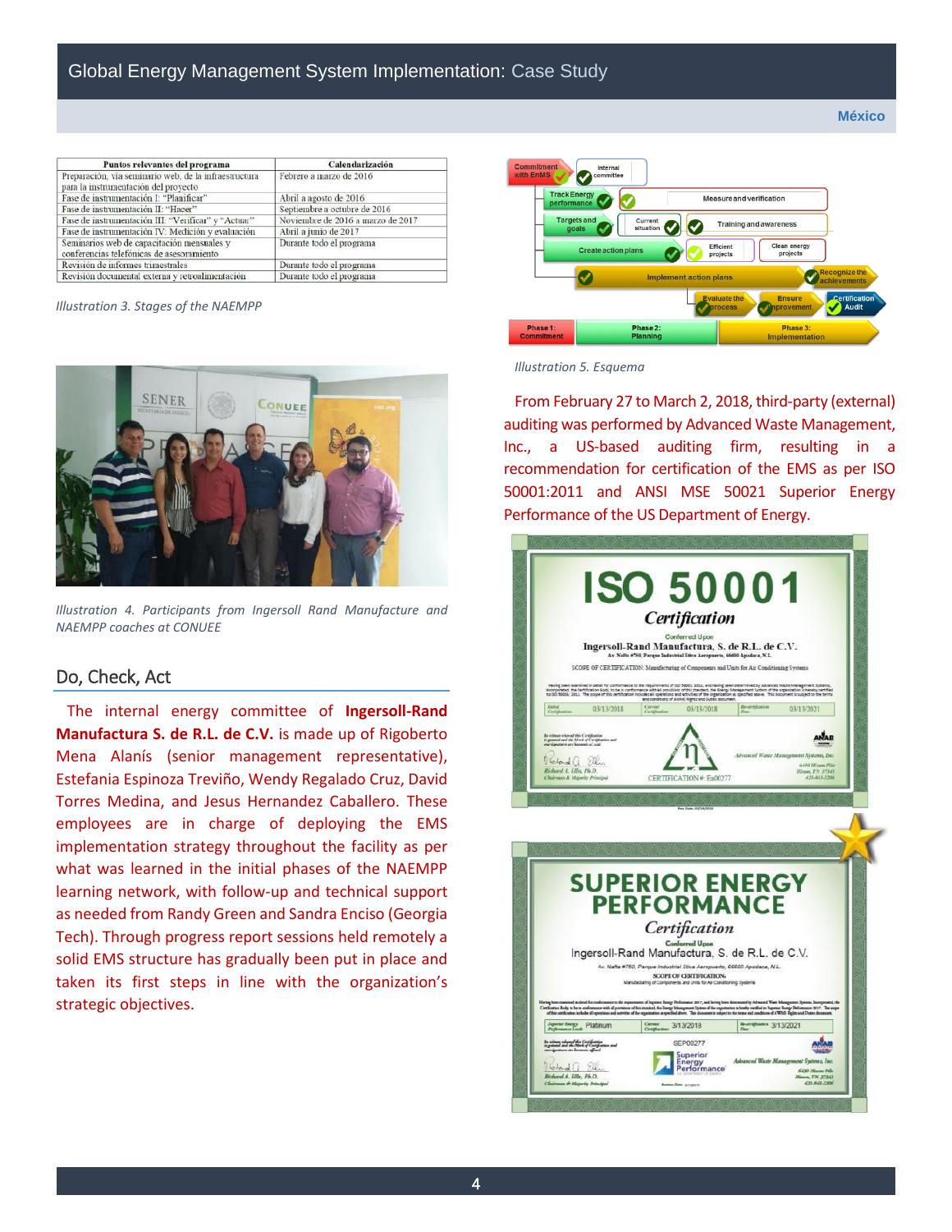México

| Puntos relevantes del programa | Calendarización |
|---|---|
| Preparación, vía seminario web, de la infraestructura para la instrumentación del proyecto | Febrero a marzo de 2016 |
| Fase de instrumentación I: "Planificar" | Abril a agosto de 2016 |
| Fase de instrumentación II: "Hacer" | Septiembre a octubre de 2016 |
| Fase de instrumentación III: "Verificar" y "Actuar" | Noviembre de 2016 a marzo de 2017 |
| Fase de instrumentación IV: Medición y evaluación | Abril a junio de 2017 |
| Seminarios web de capacitación mensuales y conferencias telefónicas de asesoramiento | Durante todo el programa |
| Revisión de informes trimestrales | Durante todo el programa |
| Revisión documental externa y retroalimentación | Durante todo el programa |

*Illustration 3. Stages of the NAEMPP*

*Illustration 4. Participants from Ingersoll Rand Manufacture and NAEMPP coaches at CONUEE*

## Do, Check, Act

The internal energy committee of **Ingersoll-Rand Manufactura S. de R.L. de C.V.** is made up of Rigoberto Mena Alanís (senior management representative), Estefania Espinoza Treviño, Wendy Regalado Cruz, David Torres Medina, and Jesus Hernandez Caballero. These employees are in charge of deploying the EMS implementation strategy throughout the facility as per what was learned in the initial phases of the NAEMPP learning network, with follow-up and technical support as needed from Randy Green and Sandra Enciso (Georgia Tech). Through progress report sessions held remotely a solid EMS structure has gradually been put in place and taken its first steps in line with the organization's strategic objectives.

*Illustration 5. Esquema*

From February 27 to March 2, 2018, third-party (external) auditing was performed by Advanced Waste Management, Inc., a US-based auditing firm, resulting in a recommendation for certification of the EMS as per ISO 50001:2011 and ANSI MSE 50021 Superior Energy Performance of the US Department of Energy.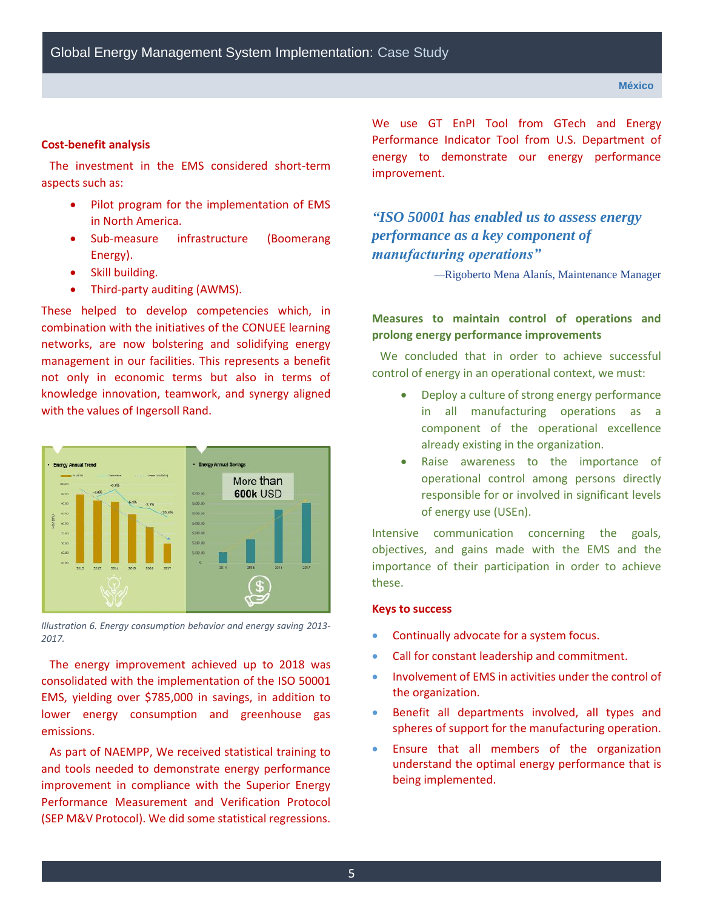### Cost-benefit analysis

The investment in the EMS considered short-term aspects such as:

- Pilot program for the implementation of EMS in North America.
- Sub-measure infrastructure (Boomerang Energy).
- Skill building.
- Third-party auditing (AWMS).

These helped to develop competencies which, in combination with the initiatives of the CONUEE learning networks, are now bolstering and solidifying energy management in our facilities. This represents a benefit not only in economic terms but also in terms of knowledge innovation, teamwork, and synergy aligned with the values of Ingersoll Rand.

*Illustration 6. Energy consumption behavior and energy saving 2013-2017.*

The energy improvement achieved up to 2018 was consolidated with the implementation of the ISO 50001 EMS, yielding over $785,000 in savings, in addition to lower energy consumption and greenhouse gas emissions.

As part of NAEMPP, We received statistical training to and tools needed to demonstrate energy performance improvement in compliance with the Superior Energy Performance Measurement and Verification Protocol (SEP M&V Protocol). We did some statistical regressions.

We use GT EnPI Tool from GTech and Energy Performance Indicator Tool from U.S. Department of energy to demonstrate our energy performance improvement.

> ***"ISO 50001 has enabled us to assess energy performance as a key component of manufacturing operations"***
>
> —Rigoberto Mena Alanís, Maintenance Manager

### Measures to maintain control of operations and prolong energy performance improvements

We concluded that in order to achieve successful control of energy in an operational context, we must:

- Deploy a culture of strong energy performance in all manufacturing operations as a component of the operational excellence already existing in the organization.
- Raise awareness to the importance of operational control among persons directly responsible for or involved in significant levels of energy use (USEn).

Intensive communication concerning the goals, objectives, and gains made with the EMS and the importance of their participation in order to achieve these.

### Keys to success

- Continually advocate for a system focus.
- Call for constant leadership and commitment.
- Involvement of EMS in activities under the control of the organization.
- Benefit all departments involved, all types and spheres of support for the manufacturing operation.
- Ensure that all members of the organization understand the optimal energy performance that is being implemented.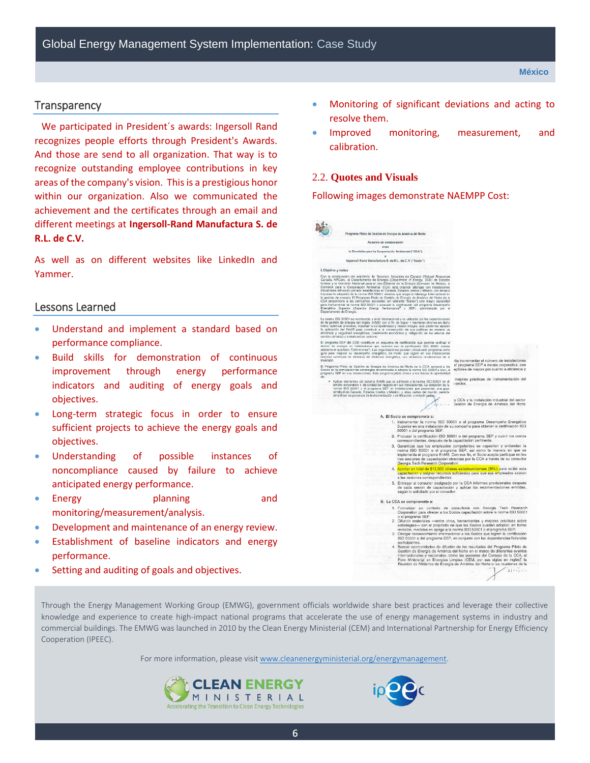## Transparency

We participated in President´s awards: Ingersoll Rand recognizes people efforts through President's Awards. And those are send to all organization. That way is to recognize outstanding employee contributions in key areas of the company's vision. This is a prestigious honor within our organization. Also we communicated the achievement and the certificates through an email and different meetings at **Ingersoll-Rand Manufactura S. de R.L. de C.V.**

As well as on different websites like LinkedIn and Yammer.

## Lessons Learned

- Understand and implement a standard based on performance compliance.
- Build skills for demonstration of continuous improvement through energy performance indicators and auditing of energy goals and objectives.
- Long-term strategic focus in order to ensure sufficient projects to achieve the energy goals and objectives.
- Understanding of possible instances of noncompliance caused by failure to achieve anticipated energy performance.
- Energy planning and monitoring/measurement/analysis.
- Development and maintenance of an energy review.
- Establishment of baseline indicators and energy performance.
- Setting and auditing of goals and objectives.
- Monitoring of significant deviations and acting to resolve them.
- Improved monitoring, measurement, and calibration.

### 2.2. Quotes and Visuals

Following images demonstrate NAEMPP Cost:

Through the Energy Management Working Group (EMWG), government officials worldwide share best practices and leverage their collective knowledge and experience to create high-impact national programs that accelerate the use of energy management systems in industry and commercial buildings. The EMWG was launched in 2010 by the Clean Energy Ministerial (CEM) and International Partnership for Energy Efficiency Cooperation (IPEEC).

For more information, please visit www.cleanenergyministerial.org/energymanagement.